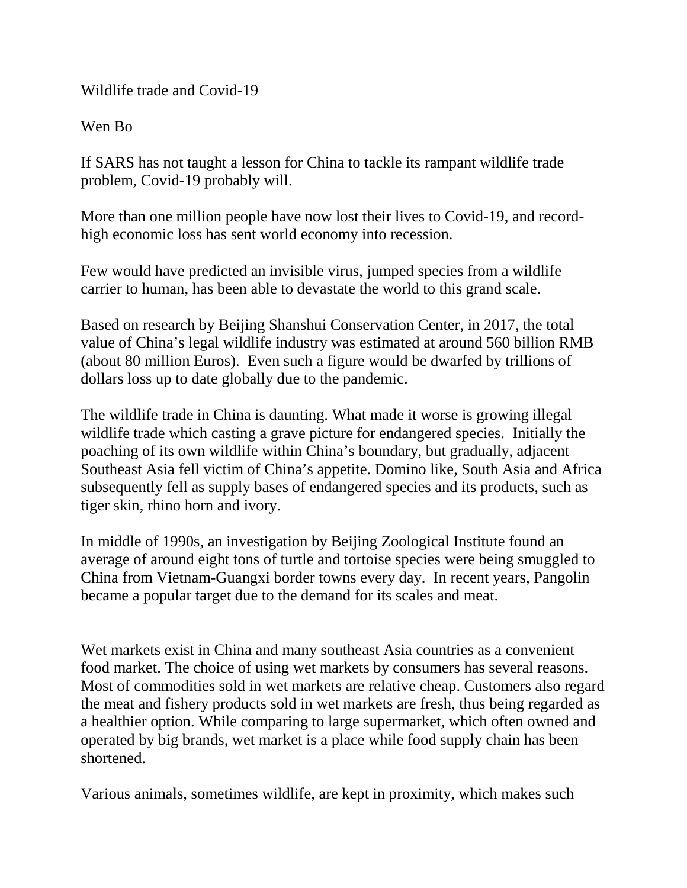# Wildlife trade and Covid-19

Wen Bo

If SARS has not taught a lesson for China to tackle its rampant wildlife trade problem, Covid-19 probably will.

More than one million people have now lost their lives to Covid-19, and record-high economic loss has sent world economy into recession.

Few would have predicted an invisible virus, jumped species from a wildlife carrier to human, has been able to devastate the world to this grand scale.

Based on research by Beijing Shanshui Conservation Center, in 2017, the total value of China's legal wildlife industry was estimated at around 560 billion RMB (about 80 million Euros). Even such a figure would be dwarfed by trillions of dollars loss up to date globally due to the pandemic.

The wildlife trade in China is daunting. What made it worse is growing illegal wildlife trade which casting a grave picture for endangered species. Initially the poaching of its own wildlife within China's boundary, but gradually, adjacent Southeast Asia fell victim of China's appetite. Domino like, South Asia and Africa subsequently fell as supply bases of endangered species and its products, such as tiger skin, rhino horn and ivory.

In middle of 1990s, an investigation by Beijing Zoological Institute found an average of around eight tons of turtle and tortoise species were being smuggled to China from Vietnam-Guangxi border towns every day. In recent years, Pangolin became a popular target due to the demand for its scales and meat.

Wet markets exist in China and many southeast Asia countries as a convenient food market. The choice of using wet markets by consumers has several reasons. Most of commodities sold in wet markets are relative cheap. Customers also regard the meat and fishery products sold in wet markets are fresh, thus being regarded as a healthier option. While comparing to large supermarket, which often owned and operated by big brands, wet market is a place while food supply chain has been shortened.

Various animals, sometimes wildlife, are kept in proximity, which makes such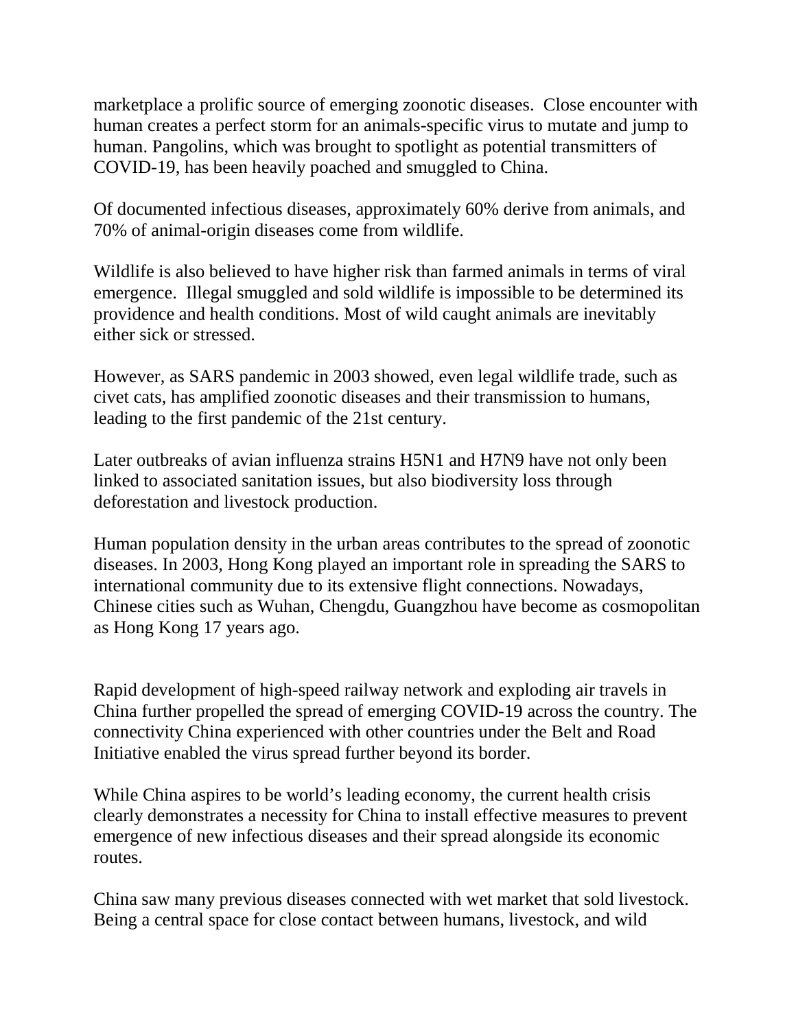marketplace a prolific source of emerging zoonotic diseases. Close encounter with human creates a perfect storm for an animals-specific virus to mutate and jump to human. Pangolins, which was brought to spotlight as potential transmitters of COVID-19, has been heavily poached and smuggled to China.

Of documented infectious diseases, approximately 60% derive from animals, and 70% of animal-origin diseases come from wildlife.

Wildlife is also believed to have higher risk than farmed animals in terms of viral emergence. Illegal smuggled and sold wildlife is impossible to be determined its providence and health conditions. Most of wild caught animals are inevitably either sick or stressed.

However, as SARS pandemic in 2003 showed, even legal wildlife trade, such as civet cats, has amplified zoonotic diseases and their transmission to humans, leading to the first pandemic of the 21st century.

Later outbreaks of avian influenza strains H5N1 and H7N9 have not only been linked to associated sanitation issues, but also biodiversity loss through deforestation and livestock production.

Human population density in the urban areas contributes to the spread of zoonotic diseases. In 2003, Hong Kong played an important role in spreading the SARS to international community due to its extensive flight connections. Nowadays, Chinese cities such as Wuhan, Chengdu, Guangzhou have become as cosmopolitan as Hong Kong 17 years ago.

Rapid development of high-speed railway network and exploding air travels in China further propelled the spread of emerging COVID-19 across the country. The connectivity China experienced with other countries under the Belt and Road Initiative enabled the virus spread further beyond its border.

While China aspires to be world's leading economy, the current health crisis clearly demonstrates a necessity for China to install effective measures to prevent emergence of new infectious diseases and their spread alongside its economic routes.

China saw many previous diseases connected with wet market that sold livestock. Being a central space for close contact between humans, livestock, and wild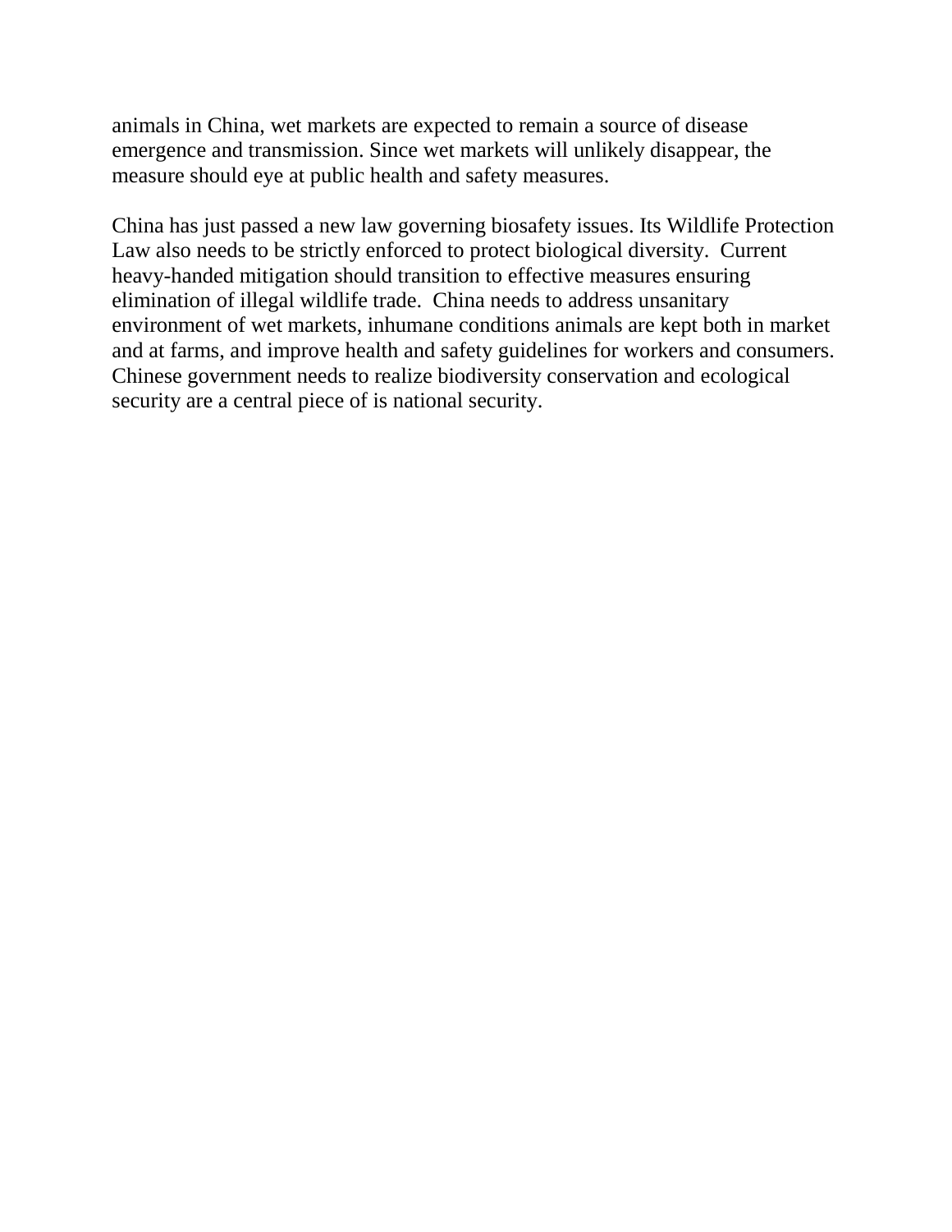animals in China, wet markets are expected to remain a source of disease emergence and transmission. Since wet markets will unlikely disappear, the measure should eye at public health and safety measures.

China has just passed a new law governing biosafety issues. Its Wildlife Protection Law also needs to be strictly enforced to protect biological diversity. Current heavy-handed mitigation should transition to effective measures ensuring elimination of illegal wildlife trade. China needs to address unsanitary environment of wet markets, inhumane conditions animals are kept both in market and at farms, and improve health and safety guidelines for workers and consumers. Chinese government needs to realize biodiversity conservation and ecological security are a central piece of is national security.